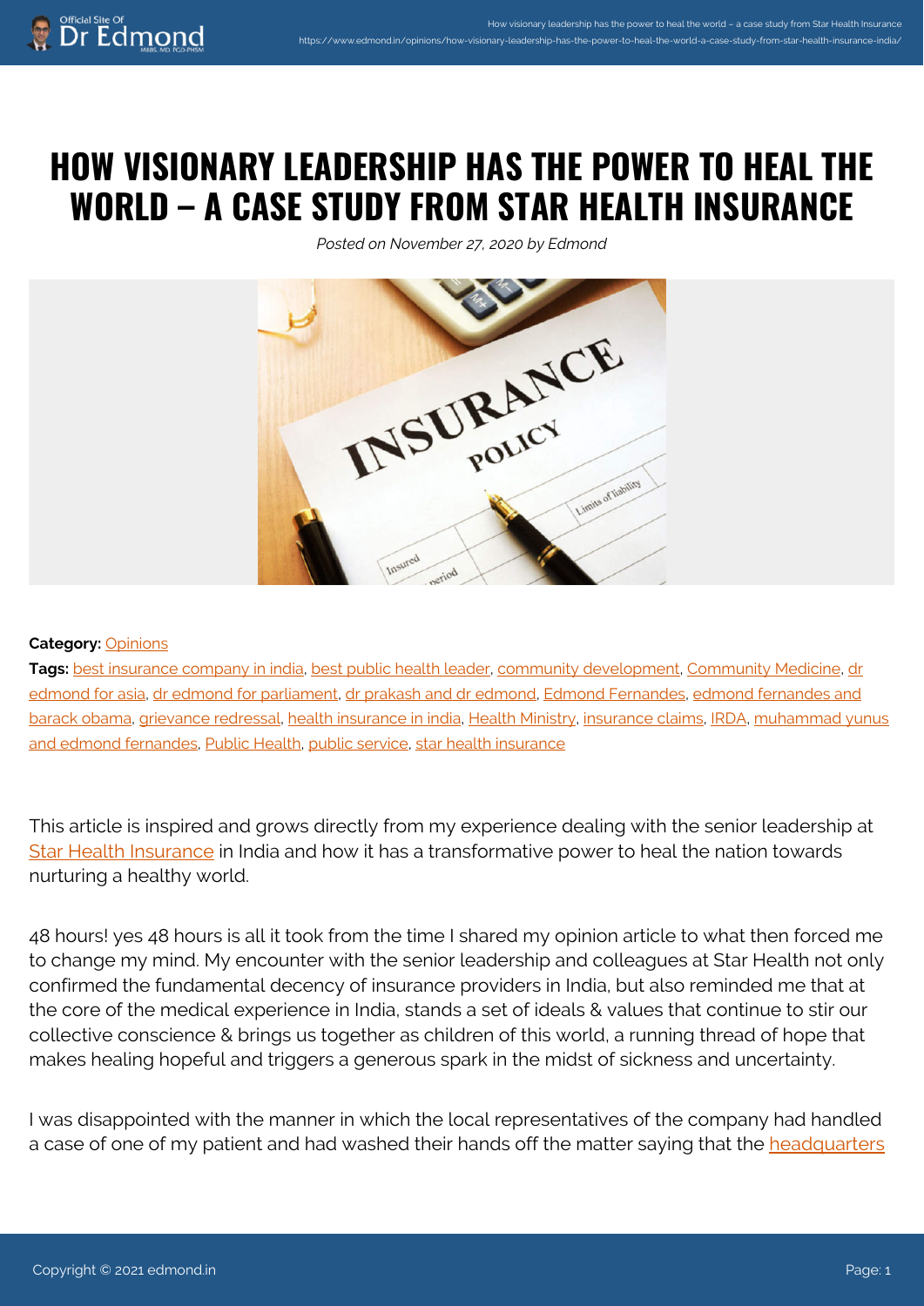# HOW VISIONARY LEADERSHIP HAS THE POWER TO HEAL THE WORLD – A CASE STUDY FROM STAR HEALTH INSURANCE

*Posted on November 27, 2020 by Edmond*

**Category:** Opinions

**Tags:** best insurance company in india, best public health leader, community development, Community Medicine, dr edmond for asia, dr edmond for parliament, dr prakash and dr edmond, Edmond Fernandes, edmond fernandes and barack obama, grievance redressal, health insurance in india, Health Ministry, insurance claims, IRDA, muhammad yunus and edmond fernandes, Public Health, public service, star health insurance

This article is inspired and grows directly from my experience dealing with the senior leadership at Star Health Insurance in India and how it has a transformative power to heal the nation towards nurturing a healthy world.

48 hours! yes 48 hours is all it took from the time I shared my opinion article to what then forced me to change my mind. My encounter with the senior leadership and colleagues at Star Health not only confirmed the fundamental decency of insurance providers in India, but also reminded me that at the core of the medical experience in India, stands a set of ideals & values that continue to stir our collective conscience & brings us together as children of this world, a running thread of hope that makes healing hopeful and triggers a generous spark in the midst of sickness and uncertainty.

I was disappointed with the manner in which the local representatives of the company had handled a case of one of my patient and had washed their hands off the matter saying that the headquarters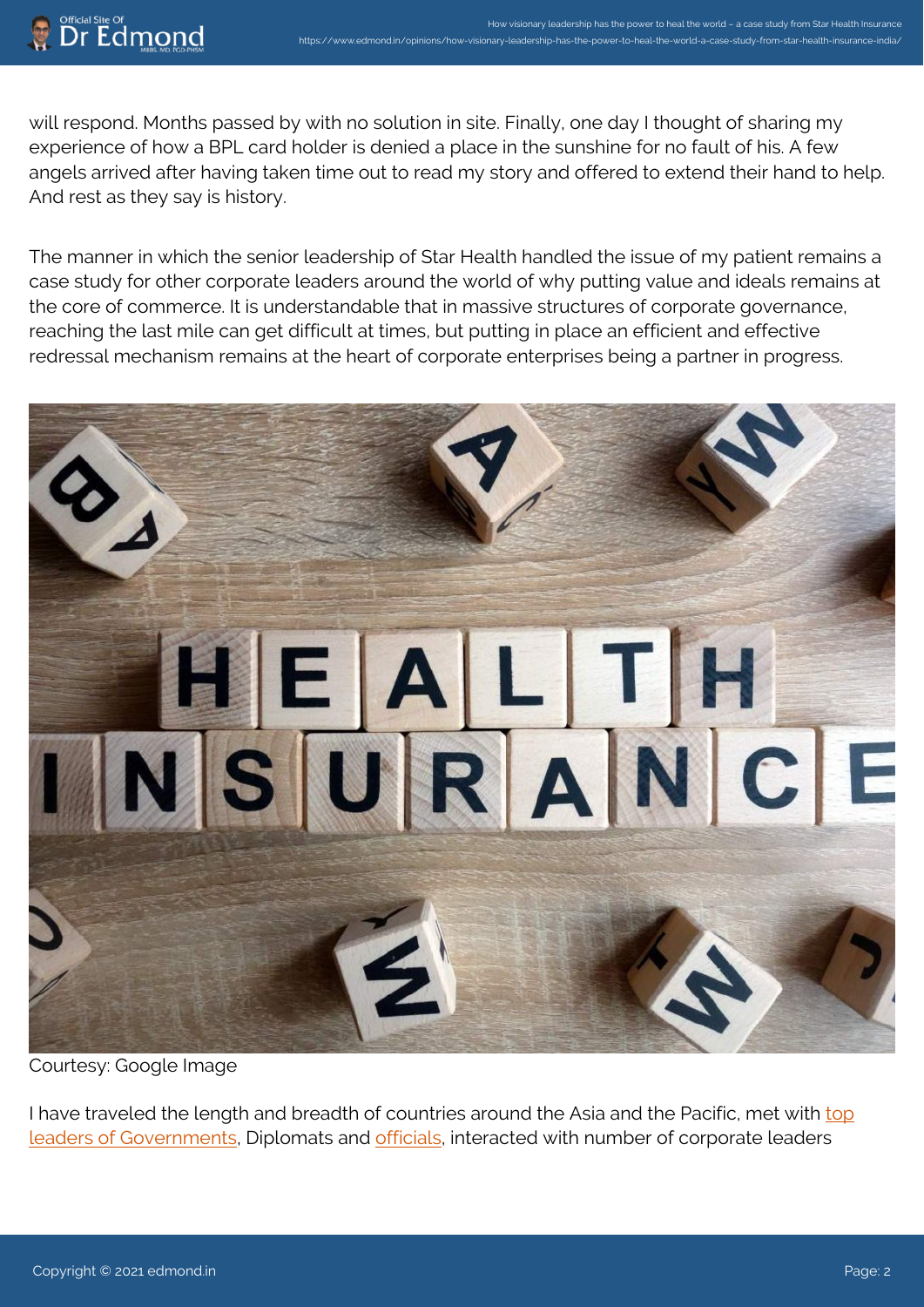will respond. Months passed by with no solution in site. Finally, one day I thought of sharing my experience of how a BPL card holder is denied a place in the sunshine for no fault of his. A few angels arrived after having taken time out to read my story and offered to extend their hand to help. And rest as they say is history.

The manner in which the senior leadership of Star Health handled the issue of my patient remains a case study for other corporate leaders around the world of why putting value and ideals remains at the core of commerce. It is understandable that in massive structures of corporate governance, reaching the last mile can get difficult at times, but putting in place an efficient and effective redressal mechanism remains at the heart of corporate enterprises being a partner in progress.

Courtesy: Google Image

I have traveled the length and breadth of countries around the Asia and the Pacific, met with top leaders of Governments, Diplomats and officials, interacted with number of corporate leaders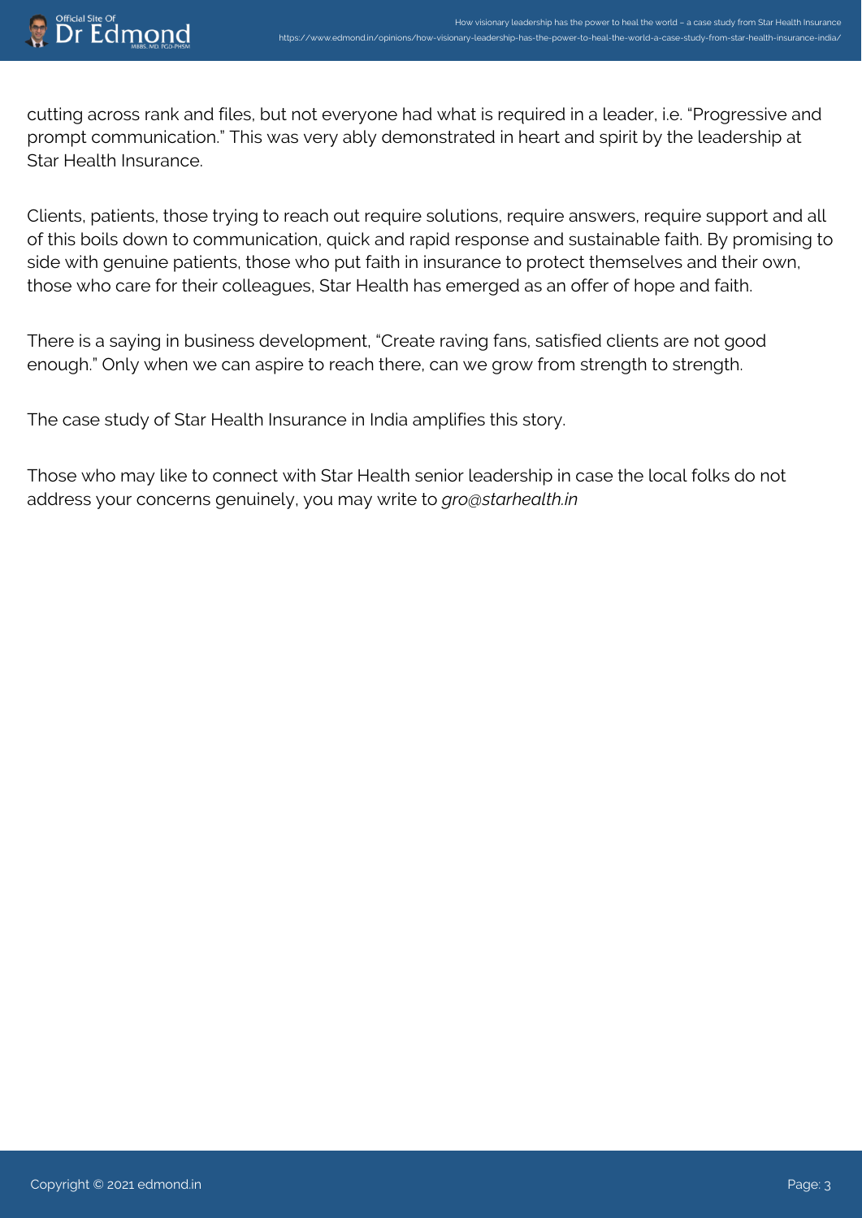cutting across rank and files, but not everyone had what is required in a leader, i.e. "Progressive and prompt communication." This was very ably demonstrated in heart and spirit by the leadership at Star Health Insurance.

Clients, patients, those trying to reach out require solutions, require answers, require support and all of this boils down to communication, quick and rapid response and sustainable faith. By promising to side with genuine patients, those who put faith in insurance to protect themselves and their own, those who care for their colleagues, Star Health has emerged as an offer of hope and faith.

There is a saying in business development, "Create raving fans, satisfied clients are not good enough." Only when we can aspire to reach there, can we grow from strength to strength.

The case study of Star Health Insurance in India amplifies this story.

Those who may like to connect with Star Health senior leadership in case the local folks do not address your concerns genuinely, you may write to *gro@starhealth.in*